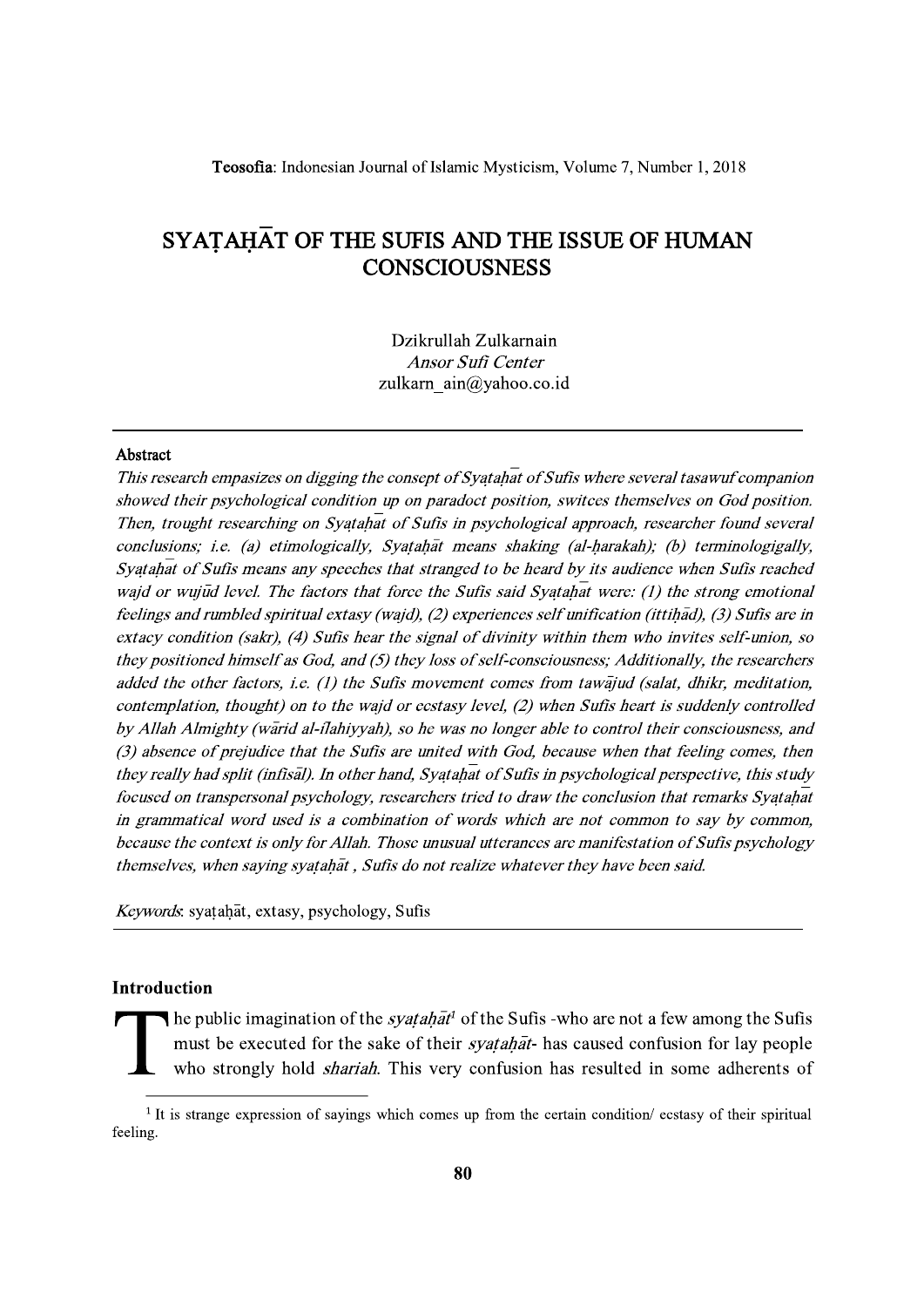# SYAṬAḤĀT OF THE SUFIS AND THE ISSUE OF HUMAN CONSCIOUSNESS

Dzikrullah Zulkarnain
*Ansor Sufi Center*
zulkarn_ain@yahoo.co.id

---

**Abstract**

*This research empasizes on digging the concept of Syaṭaḥāt of Sufis where several tasawuf companion showed their psychological condition up on paradoct position, switces themselves on God position. Then, trought researching on Syaṭaḥāt of Sufis in psychological approach, researcher found several conclusions; i.e. (a) etimologically, Syaṭaḥāt means shaking (al-ḥarakah); (b) terminologigally, Syaṭaḥāt of Sufis means any speeches that stranged to be heard by its audience when Sufis reached wajd or wujūd level. The factors that force the Sufis said Syaṭaḥāt were: (1) the strong emotional feelings and rumbled spiritual extasy (wajd), (2) experiences self unification (ittiḥād), (3) Sufis are in extacy condition (sakr), (4) Sufis hear the signal of divinity within them who invites self-union, so they positioned himself as God, and (5) they loss of self-consciousness; Additionally, the researchers added the other factors, i.e. (1) the Sufis movement comes from tawājud (salat, dhikr, meditation, contemplation, thought) on to the wajd or ecstasy level, (2) when Sufis heart is suddenly controlled by Allah Almighty (wārid al-īlahiyyah), so he was no longer able to control their consciousness, and (3) absence of prejudice that the Sufis are united with God, because when that feeling comes, then they really had split (infiṣāl). In other hand, Syaṭaḥāt of Sufis in psychological perspective, this study focused on transpersonal psychology, researchers tried to draw the conclusion that remarks Syaṭaḥāt in grammatical word used is a combination of words which are not common to say by common, because the context is only for Allah. Those unusual utterances are manifestation of Sufis psychology themselves, when saying syaṭaḥāt , Sufis do not realize whatever they have been said.*

*Keywords*: syaṭaḥāt, extasy, psychology, Sufis

---

## Introduction

The public imagination of the *syaṭaḥāt*[1] of the Sufis -who are not a few among the Sufis must be executed for the sake of their *syaṭaḥāt*- has caused confusion for lay people who strongly hold *shariah*. This very confusion has resulted in some adherents of

[1] It is strange expression of sayings which comes up from the certain condition/ ecstasy of their spiritual feeling.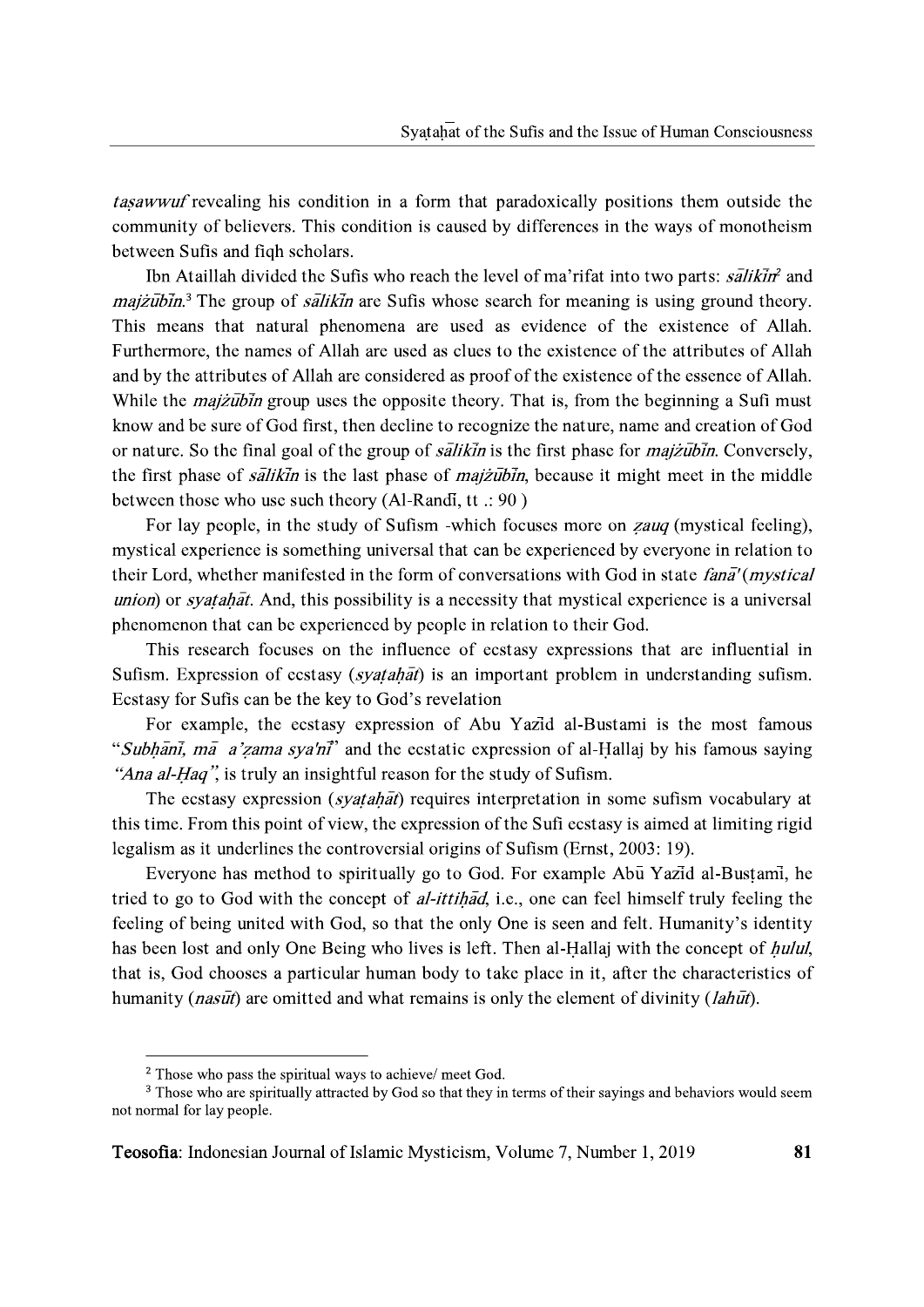*taṣawwuf* revealing his condition in a form that paradoxically positions them outside the community of believers. This condition is caused by differences in the ways of monotheism between Sufis and fiqh scholars.

Ibn Ataillah divided the Sufis who reach the level of ma'rifat into two parts: *sālikīn*[2] and *majżūbīn*.[3] The group of *sālikīn* are Sufis whose search for meaning is using ground theory. This means that natural phenomena are used as evidence of the existence of Allah. Furthermore, the names of Allah are used as clues to the existence of the attributes of Allah and by the attributes of Allah are considered as proof of the existence of the essence of Allah. While the *majżūbīn* group uses the opposite theory. That is, from the beginning a Sufi must know and be sure of God first, then decline to recognize the nature, name and creation of God or nature. So the final goal of the group of *sālikīn* is the first phase for *majżūbīn*. Conversely, the first phase of *sālikīn* is the last phase of *majżūbīn*, because it might meet in the middle between those who use such theory (Al-Randī, tt .: 90 )

For lay people, in the study of Sufism -which focuses more on *ẓauq* (mystical feeling), mystical experience is something universal that can be experienced by everyone in relation to their Lord, whether manifested in the form of conversations with God in state *fanā'* (*mystical union*) or *syaṭaḥāt*. And, this possibility is a necessity that mystical experience is a universal phenomenon that can be experienced by people in relation to their God.

This research focuses on the influence of ecstasy expressions that are influential in Sufism. Expression of ecstasy (*syaṭaḥāt*) is an important problem in understanding sufism. Ecstasy for Sufis can be the key to God's revelation

For example, the ecstasy expression of Abu Yazīd al-Bustami is the most famous "*Subḥānī, mā a'ẓama sya'nī*" and the ecstatic expression of al-Ḥallaj by his famous saying *"Ana al-Ḥaq"*, is truly an insightful reason for the study of Sufism.

The ecstasy expression (*syaṭaḥāt*) requires interpretation in some sufism vocabulary at this time. From this point of view, the expression of the Sufi ecstasy is aimed at limiting rigid legalism as it underlines the controversial origins of Sufism (Ernst, 2003: 19).

Everyone has method to spiritually go to God. For example Abū Yazīd al-Busṭamī, he tried to go to God with the concept of *al-ittiḥād*, i.e., one can feel himself truly feeling the feeling of being united with God, so that the only One is seen and felt. Humanity's identity has been lost and only One Being who lives is left. Then al-Ḥallaj with the concept of *ḥulul*, that is, God chooses a particular human body to take place in it, after the characteristics of humanity (*nasūt*) are omitted and what remains is only the element of divinity (*lahūt*).

---

[2] Those who pass the spiritual ways to achieve/ meet God.

[3] Those who are spiritually attracted by God so that they in terms of their sayings and behaviors would seem not normal for lay people.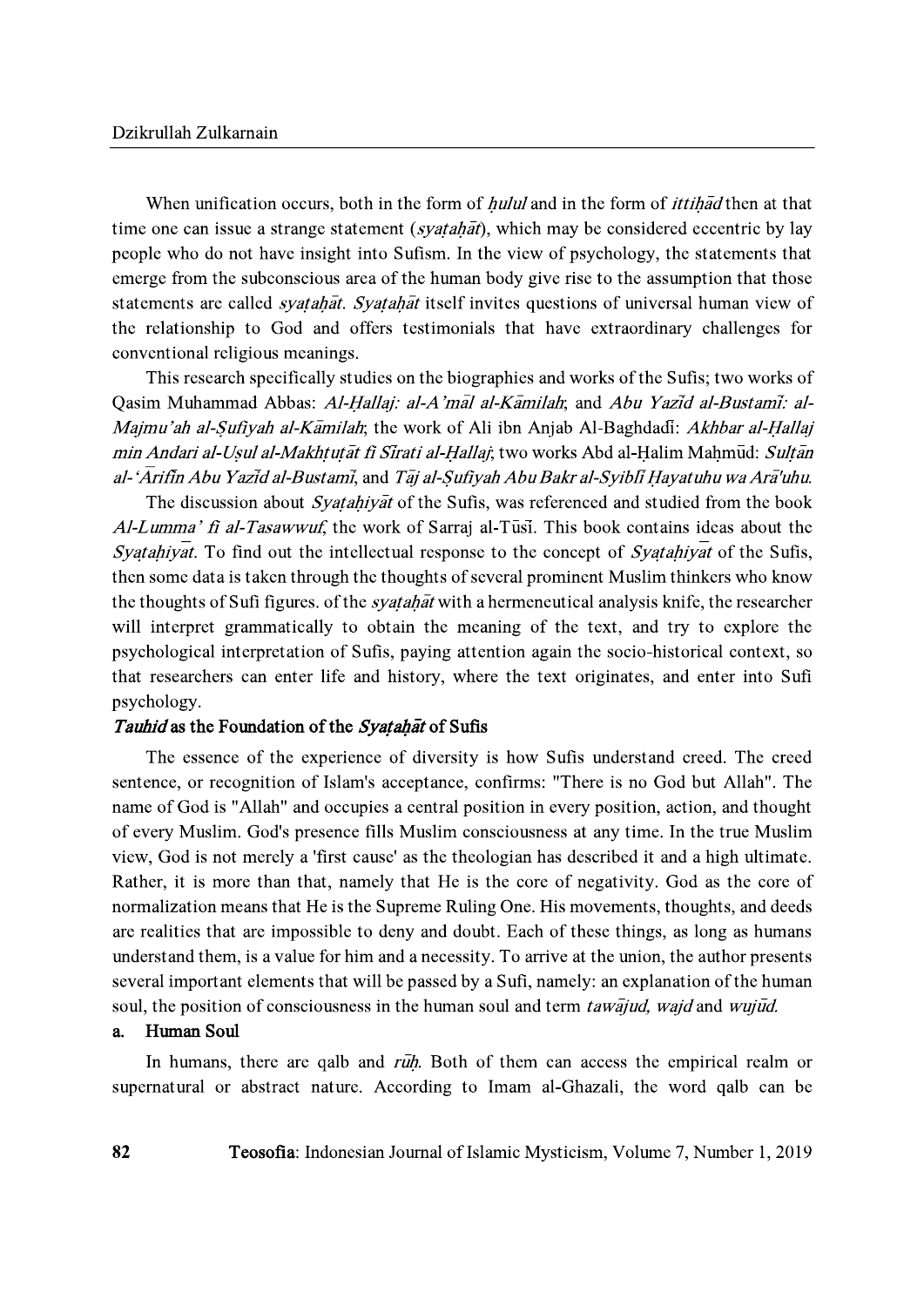When unification occurs, both in the form of *ḥulul* and in the form of *ittiḥād* then at that time one can issue a strange statement (*syaṭaḥāt*), which may be considered eccentric by lay people who do not have insight into Sufism. In the view of psychology, the statements that emerge from the subconscious area of the human body give rise to the assumption that those statements are called *syaṭaḥāt*. *Syaṭaḥāt* itself invites questions of universal human view of the relationship to God and offers testimonials that have extraordinary challenges for conventional religious meanings.

This research specifically studies on the biographies and works of the Sufis; two works of Qasim Muhammad Abbas: *Al-Ḥallaj: al-A'māl al-Kāmilah*; and *Abu Yazīd al-Bustamī: al-Majmu'ah al-Ṣufiyah al-Kāmilah*; the work of Ali ibn Anjab Al-Baghdadī: *Akhbar al-Ḥallaj min Andari al-Uṣul al-Makhṭuṭāt fī Sīrati al-Ḥallaj*; two works Abd al-Ḥalim Maḥmūd: *Sulṭān al-'Ārifīn Abu Yazīd al-Bustamī*, and *Tāj al-Ṣufiyah Abu Bakr al-Syiblī Ḥayatuhu wa Arā'uhu*.

The discussion about *Syaṭaḥiyāt* of the Sufis, was referenced and studied from the book *Al-Lumma' fī al-Tasawwuf*, the work of Sarraj al-Tūsī. This book contains ideas about the *Syaṭaḥiyāt*. To find out the intellectual response to the concept of *Syaṭaḥiyāt* of the Sufis, then some data is taken through the thoughts of several prominent Muslim thinkers who know the thoughts of Sufi figures. of the *syaṭaḥāt* with a hermeneutical analysis knife, the researcher will interpret grammatically to obtain the meaning of the text, and try to explore the psychological interpretation of Sufis, paying attention again the socio-historical context, so that researchers can enter life and history, where the text originates, and enter into Sufi psychology.

### *Tauhid* as the Foundation of the *Syaṭaḥāt* of Sufis

The essence of the experience of diversity is how Sufis understand creed. The creed sentence, or recognition of Islam's acceptance, confirms: "There is no God but Allah". The name of God is "Allah" and occupies a central position in every position, action, and thought of every Muslim. God's presence fills Muslim consciousness at any time. In the true Muslim view, God is not merely a 'first cause' as the theologian has described it and a high ultimate. Rather, it is more than that, namely that He is the core of negativity. God as the core of normalization means that He is the Supreme Ruling One. His movements, thoughts, and deeds are realities that are impossible to deny and doubt. Each of these things, as long as humans understand them, is a value for him and a necessity. To arrive at the union, the author presents several important elements that will be passed by a Sufi, namely: an explanation of the human soul, the position of consciousness in the human soul and term *tawājud, wajd* and *wujūd.*

#### a. Human Soul

In humans, there are qalb and *rūḥ*. Both of them can access the empirical realm or supernatural or abstract nature. According to Imam al-Ghazali, the word qalb can be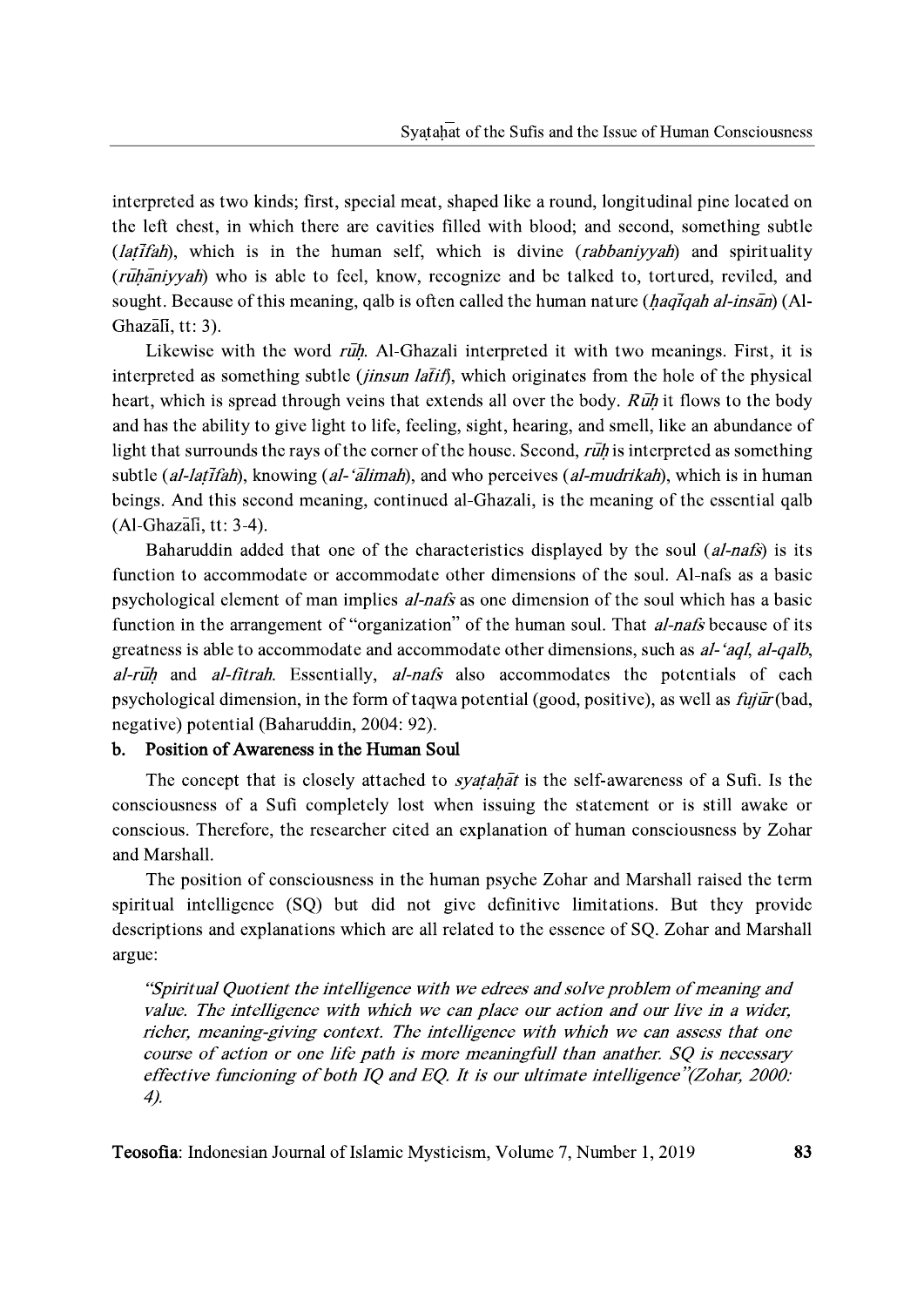interpreted as two kinds; first, special meat, shaped like a round, longitudinal pine located on the left chest, in which there are cavities filled with blood; and second, something subtle (*laṭīfah*), which is in the human self, which is divine (*rabbaniyyah*) and spirituality (*rūḥāniyyah*) who is able to feel, know, recognize and be talked to, tortured, reviled, and sought. Because of this meaning, qalb is often called the human nature (*ḥaqīqah al-insān*) (Al-Ghazālī, tt: 3).

Likewise with the word *rūḥ*. Al-Ghazali interpreted it with two meanings. First, it is interpreted as something subtle (*jinsun laṭīf*), which originates from the hole of the physical heart, which is spread through veins that extends all over the body. *Rūḥ* it flows to the body and has the ability to give light to life, feeling, sight, hearing, and smell, like an abundance of light that surrounds the rays of the corner of the house. Second, *rūḥ* is interpreted as something subtle (*al-laṭīfah*), knowing (*al-'ālimah*), and who perceives (*al-mudrikah*), which is in human beings. And this second meaning, continued al-Ghazali, is the meaning of the essential qalb (Al-Ghazālī, tt: 3-4).

Baharuddin added that one of the characteristics displayed by the soul (*al-nafs*) is its function to accommodate or accommodate other dimensions of the soul. Al-nafs as a basic psychological element of man implies *al-nafs* as one dimension of the soul which has a basic function in the arrangement of "organization" of the human soul. That *al-nafs* because of its greatness is able to accommodate and accommodate other dimensions, such as *al-'aql*, *al-qalb*, *al-rūḥ* and *al-fitrah*. Essentially, *al-nafs* also accommodates the potentials of each psychological dimension, in the form of taqwa potential (good, positive), as well as *fujūr* (bad, negative) potential (Baharuddin, 2004: 92).

**b. Position of Awareness in the Human Soul**

The concept that is closely attached to *syaṭaḥāt* is the self-awareness of a Sufi. Is the consciousness of a Sufi completely lost when issuing the statement or is still awake or conscious. Therefore, the researcher cited an explanation of human consciousness by Zohar and Marshall.

The position of consciousness in the human psyche Zohar and Marshall raised the term spiritual intelligence (SQ) but did not give definitive limitations. But they provide descriptions and explanations which are all related to the essence of SQ. Zohar and Marshall argue:

> *"Spiritual Quotient the intelligence with we edrees and solve problem of meaning and value. The intelligence with which we can place our action and our live in a wider, richer, meaning-giving context. The intelligence with which we can assess that one course of action or one life path is more meaningfull than anather. SQ is necessary effective funcioning of both IQ and EQ. It is our ultimate intelligence"(Zohar, 2000: 4).*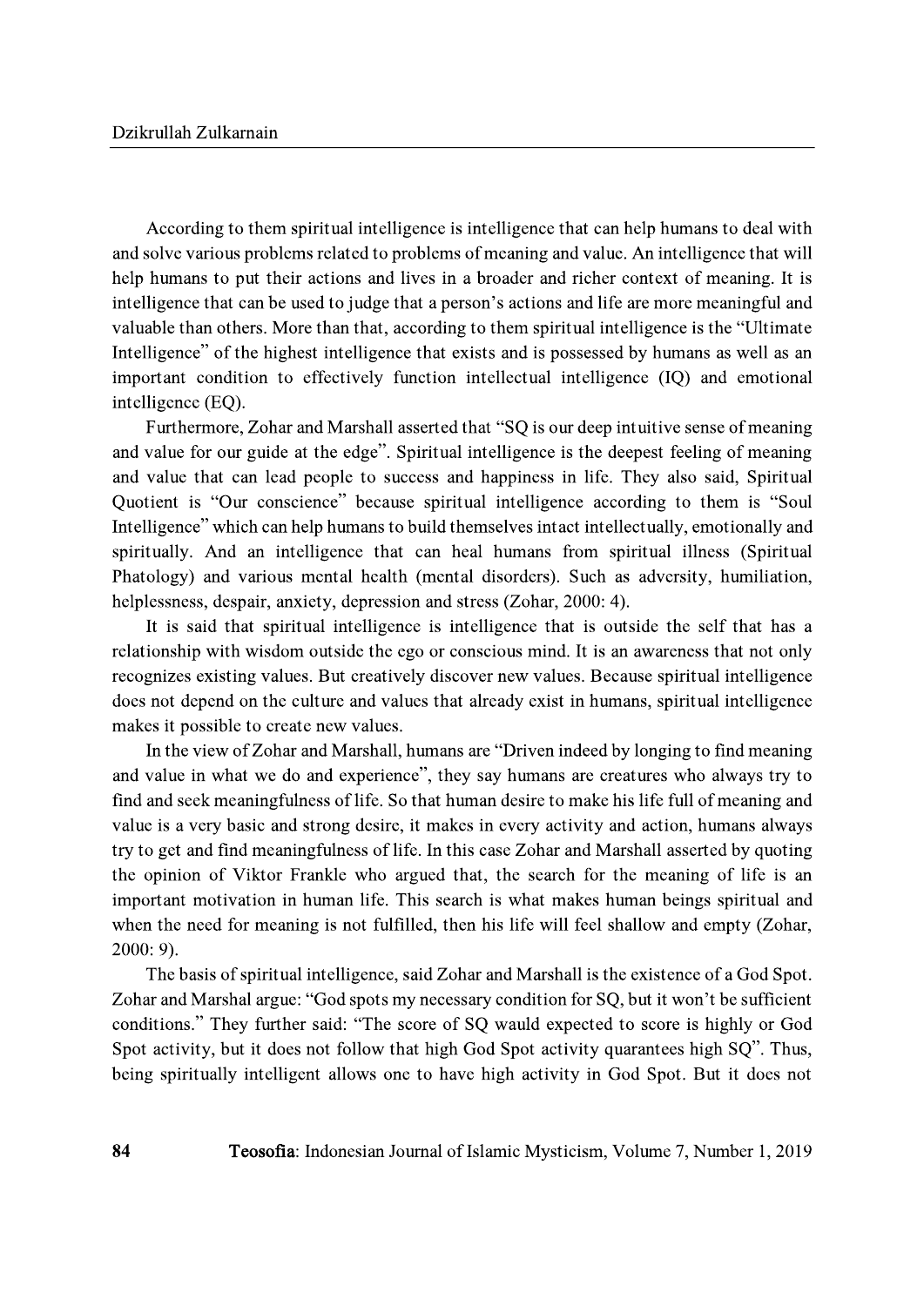According to them spiritual intelligence is intelligence that can help humans to deal with and solve various problems related to problems of meaning and value. An intelligence that will help humans to put their actions and lives in a broader and richer context of meaning. It is intelligence that can be used to judge that a person's actions and life are more meaningful and valuable than others. More than that, according to them spiritual intelligence is the "Ultimate Intelligence" of the highest intelligence that exists and is possessed by humans as well as an important condition to effectively function intellectual intelligence (IQ) and emotional intelligence (EQ).

Furthermore, Zohar and Marshall asserted that "SQ is our deep intuitive sense of meaning and value for our guide at the edge". Spiritual intelligence is the deepest feeling of meaning and value that can lead people to success and happiness in life. They also said, Spiritual Quotient is "Our conscience" because spiritual intelligence according to them is "Soul Intelligence" which can help humans to build themselves intact intellectually, emotionally and spiritually. And an intelligence that can heal humans from spiritual illness (Spiritual Phatology) and various mental health (mental disorders). Such as adversity, humiliation, helplessness, despair, anxiety, depression and stress (Zohar, 2000: 4).

It is said that spiritual intelligence is intelligence that is outside the self that has a relationship with wisdom outside the ego or conscious mind. It is an awareness that not only recognizes existing values. But creatively discover new values. Because spiritual intelligence does not depend on the culture and values that already exist in humans, spiritual intelligence makes it possible to create new values.

In the view of Zohar and Marshall, humans are "Driven indeed by longing to find meaning and value in what we do and experience", they say humans are creatures who always try to find and seek meaningfulness of life. So that human desire to make his life full of meaning and value is a very basic and strong desire, it makes in every activity and action, humans always try to get and find meaningfulness of life. In this case Zohar and Marshall asserted by quoting the opinion of Viktor Frankle who argued that, the search for the meaning of life is an important motivation in human life. This search is what makes human beings spiritual and when the need for meaning is not fulfilled, then his life will feel shallow and empty (Zohar, 2000: 9).

The basis of spiritual intelligence, said Zohar and Marshall is the existence of a God Spot. Zohar and Marshal argue: "God spots my necessary condition for SQ, but it won't be sufficient conditions." They further said: "The score of SQ wauld expected to score is highly or God Spot activity, but it does not follow that high God Spot activity quarantees high SQ". Thus, being spiritually intelligent allows one to have high activity in God Spot. But it does not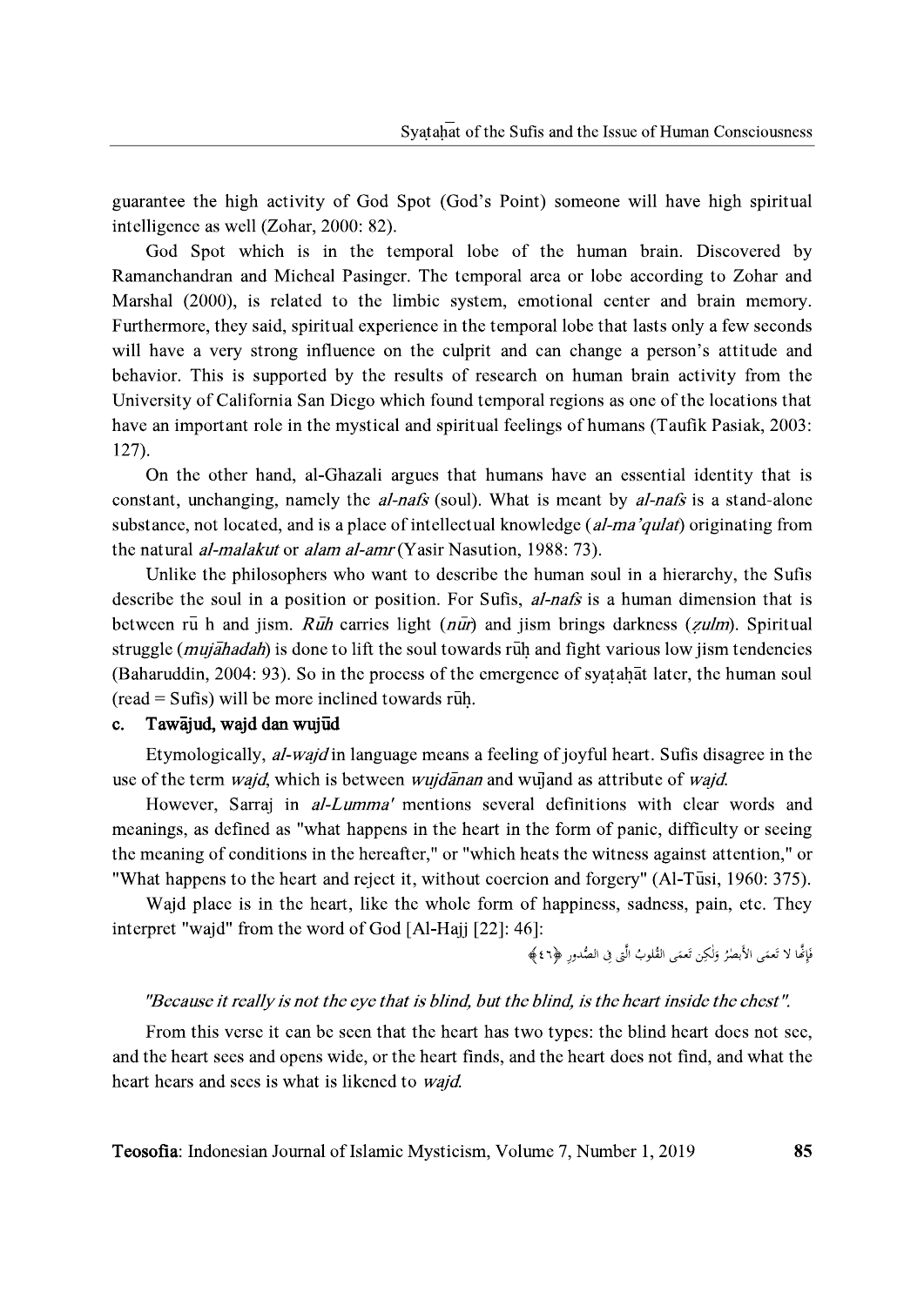guarantee the high activity of God Spot (God's Point) someone will have high spiritual intelligence as well (Zohar, 2000: 82).

God Spot which is in the temporal lobe of the human brain. Discovered by Ramanchandran and Micheal Pasinger. The temporal area or lobe according to Zohar and Marshal (2000), is related to the limbic system, emotional center and brain memory. Furthermore, they said, spiritual experience in the temporal lobe that lasts only a few seconds will have a very strong influence on the culprit and can change a person's attitude and behavior. This is supported by the results of research on human brain activity from the University of California San Diego which found temporal regions as one of the locations that have an important role in the mystical and spiritual feelings of humans (Taufik Pasiak, 2003: 127).

On the other hand, al-Ghazali argues that humans have an essential identity that is constant, unchanging, namely the *al-nafs* (soul). What is meant by *al-nafs* is a stand-alone substance, not located, and is a place of intellectual knowledge (*al-ma'qulat*) originating from the natural *al-malakut* or *alam al-amr* (Yasir Nasution, 1988: 73).

Unlike the philosophers who want to describe the human soul in a hierarchy, the Sufis describe the soul in a position or position. For Sufis, *al-nafs* is a human dimension that is between rū h and jism. *Rūh* carries light (*nūr*) and jism brings darkness (*ẓulm*). Spiritual struggle (*mujāhadah*) is done to lift the soul towards rūḥ and fight various low jism tendencies (Baharuddin, 2004: 93). So in the process of the emergence of syaṭaḥāt later, the human soul (read = Sufis) will be more inclined towards rūḥ.

### c. Tawājud, wajd dan wujūd

Etymologically, *al-wajd* in language means a feeling of joyful heart. Sufis disagree in the use of the term *wajd*, which is between *wujdānan* and wūjand as attribute of *wajd*.

However, Sarraj in *al-Lumma'* mentions several definitions with clear words and meanings, as defined as "what happens in the heart in the form of panic, difficulty or seeing the meaning of conditions in the hereafter," or "which heats the witness against attention," or "What happens to the heart and reject it, without coercion and forgery" (Al-Tūsi, 1960: 375).

Wajd place is in the heart, like the whole form of happiness, sadness, pain, etc. They interpret "wajd" from the word of God [Al-Hajj [22]: 46]:

فَإِنَّهَا لَا تَعْمَى الْأَبْصَارُ وَلَكِن تَعْمَى الْقُلُوبُ الَّتِي فِي الصُّدُورِ ﴿٤٦﴾

*"Because it really is not the eye that is blind, but the blind, is the heart inside the chest".*

From this verse it can be seen that the heart has two types: the blind heart does not see, and the heart sees and opens wide, or the heart finds, and the heart does not find, and what the heart hears and sees is what is likened to *wajd*.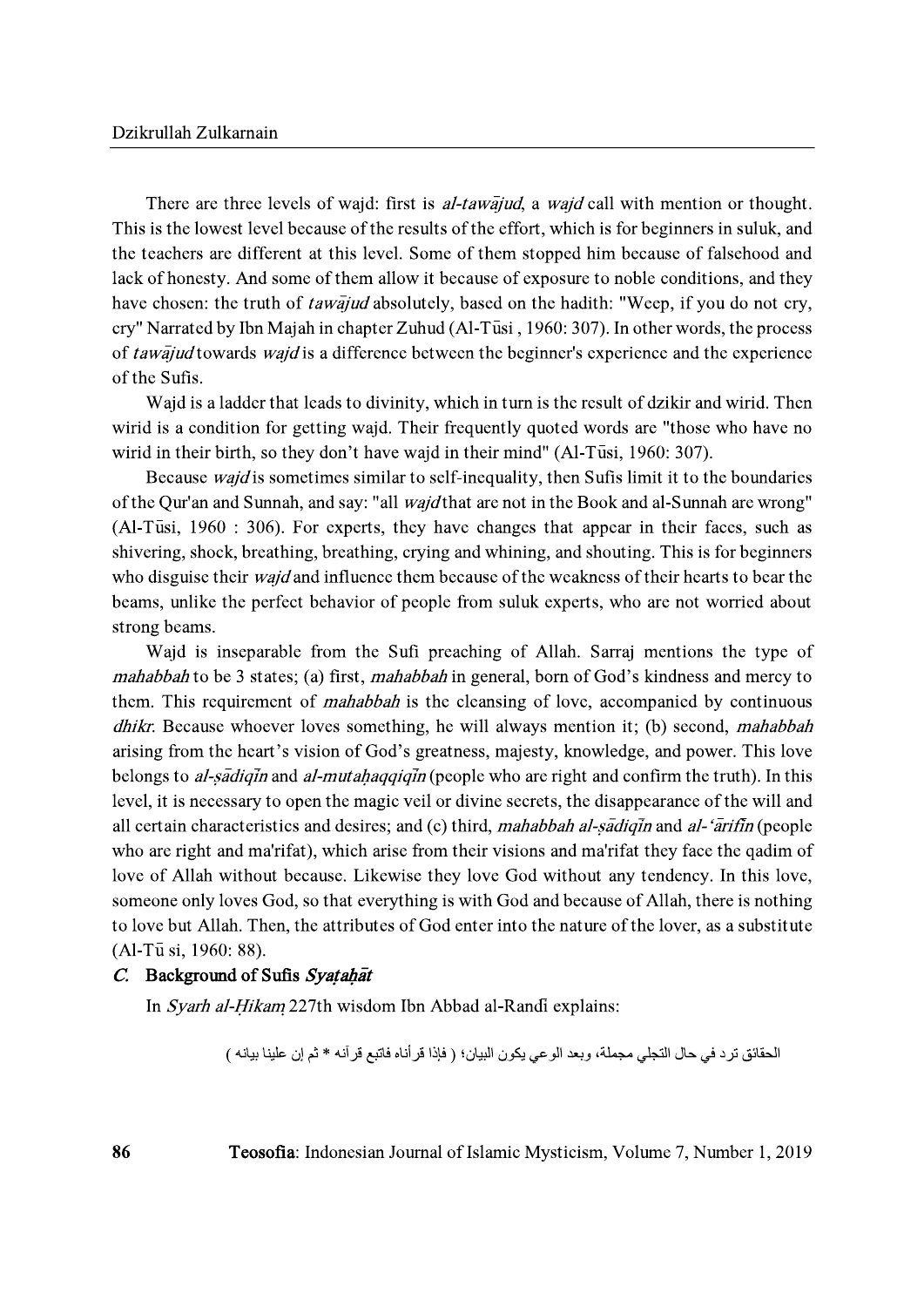There are three levels of wajd: first is *al-tawājud*, a *wajd* call with mention or thought. This is the lowest level because of the results of the effort, which is for beginners in suluk, and the teachers are different at this level. Some of them stopped him because of falsehood and lack of honesty. And some of them allow it because of exposure to noble conditions, and they have chosen: the truth of *tawājud* absolutely, based on the hadith: "Weep, if you do not cry, cry" Narrated by Ibn Majah in chapter Zuhud (Al-Tūsi , 1960: 307). In other words, the process of *tawājud* towards *wajd* is a difference between the beginner's experience and the experience of the Sufis.

Wajd is a ladder that leads to divinity, which in turn is the result of dzikir and wirid. Then wirid is a condition for getting wajd. Their frequently quoted words are "those who have no wirid in their birth, so they don't have wajd in their mind" (Al-Tūsi, 1960: 307).

Because *wajd* is sometimes similar to self-inequality, then Sufis limit it to the boundaries of the Qur'an and Sunnah, and say: "all *wajd* that are not in the Book and al-Sunnah are wrong" (Al-Tūsi, 1960 : 306). For experts, they have changes that appear in their faces, such as shivering, shock, breathing, breathing, crying and whining, and shouting. This is for beginners who disguise their *wajd* and influence them because of the weakness of their hearts to bear the beams, unlike the perfect behavior of people from suluk experts, who are not worried about strong beams.

Wajd is inseparable from the Sufi preaching of Allah. Sarraj mentions the type of *mahabbah* to be 3 states; (a) first, *mahabbah* in general, born of God's kindness and mercy to them. This requirement of *mahabbah* is the cleansing of love, accompanied by continuous *dhikr*. Because whoever loves something, he will always mention it; (b) second, *mahabbah* arising from the heart's vision of God's greatness, majesty, knowledge, and power. This love belongs to *al-ṣādiqīn* and *al-mutaḥaqqiqīn* (people who are right and confirm the truth). In this level, it is necessary to open the magic veil or divine secrets, the disappearance of the will and all certain characteristics and desires; and (c) third, *mahabbah al-ṣādiqīn* and *al-'ārifīn* (people who are right and ma'rifat), which arise from their visions and ma'rifat they face the qadim of love of Allah without because. Likewise they love God without any tendency. In this love, someone only loves God, so that everything is with God and because of Allah, there is nothing to love but Allah. Then, the attributes of God enter into the nature of the lover, as a substitute (Al-Tū si, 1960: 88).

## C. Background of Sufis *Syaṭaḥāt*

In *Syarh al-Ḥikam* 227th wisdom Ibn Abbad al-Randī explains:

الحقائق ترد في حال التجلي مجملة، وبعد الوعي يكون البيان؛ ( فإذا قرأناه فاتبع قرآنه * ثم إن علينا بيانه )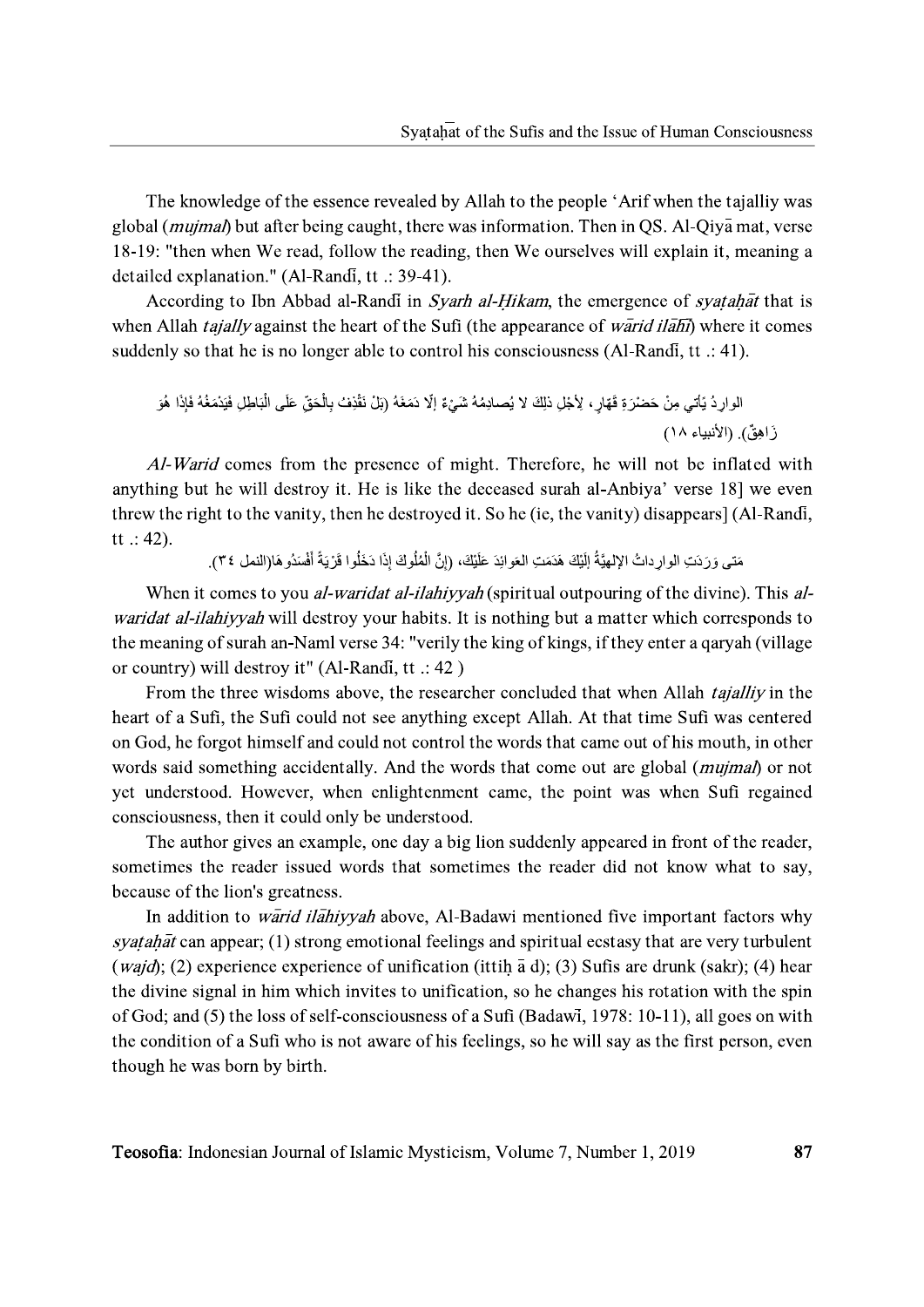The knowledge of the essence revealed by Allah to the people 'Arif when the tajalliy was global (*mujmal*) but after being caught, there was information. Then in QS. Al-Qiyā mat, verse 18-19: "then when We read, follow the reading, then We ourselves will explain it, meaning a detailed explanation." (Al-Randī, tt .: 39-41).

According to Ibn Abbad al-Randī in *Syarh al-Ḥikam*, the emergence of *syaṭaḥāt* that is when Allah *tajally* against the heart of the Sufi (the appearance of *wārid ilāhī*) where it comes suddenly so that he is no longer able to control his consciousness (Al-Randī, tt .: 41).

الوارِدُ يَأتِي مِنْ حَضْرَةِ قَهّارٍ، لِأجْلِ ذلِكَ لا يُصادِمُهُ شَيْءٌ إلّا دَمَغَهُ (بَلْ نَقْذِفُ بِالْحَقِّ عَلَى الْبَاطِلِ فَيَدْمَغُهُ فَإذا هُوَ زَاهِقٌ). (الأنبياء ١٨)

*Al-Warid* comes from the presence of might. Therefore, he will not be inflated with anything but he will destroy it. He is like the deceased surah al-Anbiya' verse 18] we even threw the right to the vanity, then he destroyed it. So he (ie, the vanity) disappears] (Al-Randī, tt .: 42).

مَتى وَرَدَتِ الوارداتُ الإلهيَّةُ إلَيْكَ هَدَمَتِ العَوائِدَ عَلَيْكَ، (إنَّ الْمُلُوكَ إذَا دَخَلُوا قَرْيَةً أفْسَدُوهَا)(النمل ٣٤).

When it comes to you *al-waridat al-ilahiyyah* (spiritual outpouring of the divine). This *al-waridat al-ilahiyyah* will destroy your habits. It is nothing but a matter which corresponds to the meaning of surah an-Naml verse 34: "verily the king of kings, if they enter a qaryah (village or country) will destroy it" (Al-Randī, tt .: 42 )

From the three wisdoms above, the researcher concluded that when Allah *tajalliy* in the heart of a Sufi, the Sufi could not see anything except Allah. At that time Sufi was centered on God, he forgot himself and could not control the words that came out of his mouth, in other words said something accidentally. And the words that come out are global (*mujmal*) or not yet understood. However, when enlightenment came, the point was when Sufi regained consciousness, then it could only be understood.

The author gives an example, one day a big lion suddenly appeared in front of the reader, sometimes the reader issued words that sometimes the reader did not know what to say, because of the lion's greatness.

In addition to *wārid ilāhiyyah* above, Al-Badawi mentioned five important factors why *syaṭaḥāt* can appear; (1) strong emotional feelings and spiritual ecstasy that are very turbulent (*wajd*); (2) experience experience of unification (ittiḥ ā d); (3) Sufis are drunk (sakr); (4) hear the divine signal in him which invites to unification, so he changes his rotation with the spin of God; and (5) the loss of self-consciousness of a Sufi (Badawī, 1978: 10-11), all goes on with the condition of a Sufi who is not aware of his feelings, so he will say as the first person, even though he was born by birth.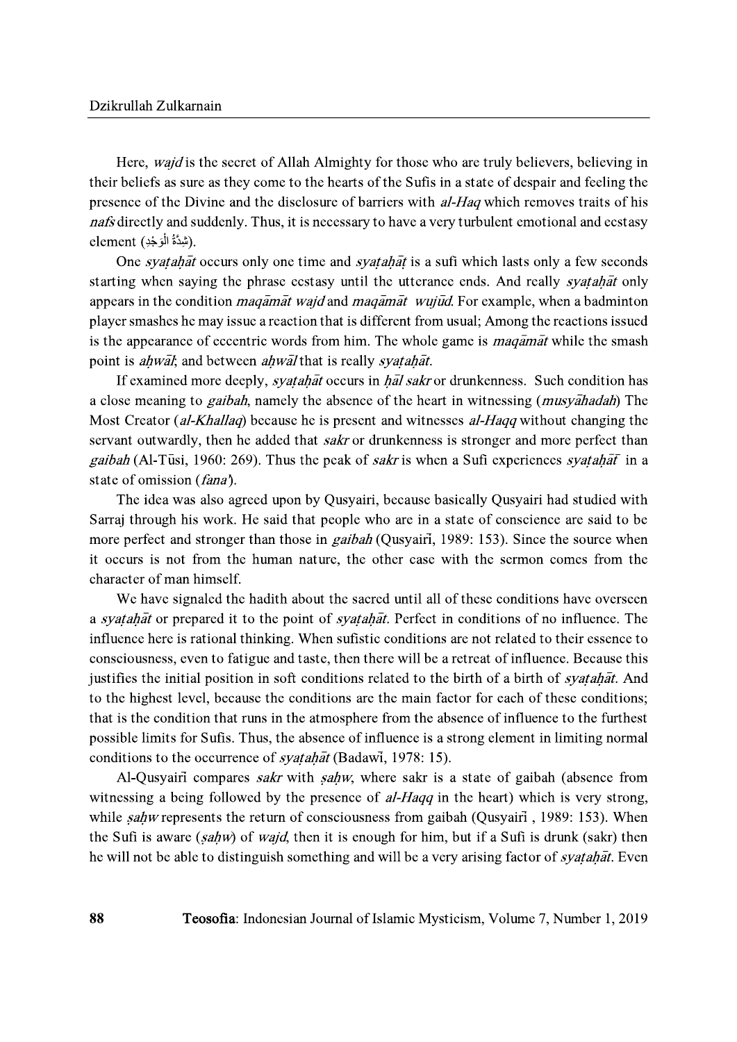Here, *wajd* is the secret of Allah Almighty for those who are truly believers, believing in their beliefs as sure as they come to the hearts of the Sufis in a state of despair and feeling the presence of the Divine and the disclosure of barriers with *al-Haq* which removes traits of his *nafs* directly and suddenly. Thus, it is necessary to have a very turbulent emotional and ecstasy element (شِدَّةُ الْوَجْدِ).

One *syaṭaḥāt* occurs only one time and *syaṭaḥāṭ* is a sufi which lasts only a few seconds starting when saying the phrase ecstasy until the utterance ends. And really *syaṭaḥāṭ* only appears in the condition *maqāmāt wajd* and *maqāmāt wujūd*. For example, when a badminton player smashes he may issue a reaction that is different from usual; Among the reactions issued is the appearance of eccentric words from him. The whole game is *maqāmāt* while the smash point is *aḥwāl*; and between *aḥwāl* that is really *syaṭaḥāt*.

If examined more deeply, *syaṭaḥāt* occurs in *ḥāl sakr* or drunkenness. Such condition has a close meaning to *gaibah*, namely the absence of the heart in witnessing (*musyāhadah*) The Most Creator (*al-Khallaq*) because he is present and witnesses *al-Haqq* without changing the servant outwardly, then he added that *sakr* or drunkenness is stronger and more perfect than *gaibah* (Al-Tūsi, 1960: 269). Thus the peak of *sakr* is when a Sufi experiences *syaṭaḥāt* in a state of omission (*fana'*).

The idea was also agreed upon by Qusyairi, because basically Qusyairi had studied with Sarraj through his work. He said that people who are in a state of conscience are said to be more perfect and stronger than those in *gaibah* (Qusyairī, 1989: 153). Since the source when it occurs is not from the human nature, the other case with the sermon comes from the character of man himself.

We have signaled the hadith about the sacred until all of these conditions have overseen a *syaṭaḥāt* or prepared it to the point of *syaṭaḥāt*. Perfect in conditions of no influence. The influence here is rational thinking. When sufistic conditions are not related to their essence to consciousness, even to fatigue and taste, then there will be a retreat of influence. Because this justifies the initial position in soft conditions related to the birth of a birth of *syaṭaḥāt*. And to the highest level, because the conditions are the main factor for each of these conditions; that is the condition that runs in the atmosphere from the absence of influence to the furthest possible limits for Sufis. Thus, the absence of influence is a strong element in limiting normal conditions to the occurrence of *syaṭaḥāt* (Badawī, 1978: 15).

Al-Qusyairī compares *sakr* with *ṣaḥw*, where sakr is a state of gaibah (absence from witnessing a being followed by the presence of *al-Haqq* in the heart) which is very strong, while *ṣaḥw* represents the return of consciousness from gaibah (Qusyairī , 1989: 153). When the Sufi is aware (*ṣaḥw*) of *wajd*, then it is enough for him, but if a Sufi is drunk (sakr) then he will not be able to distinguish something and will be a very arising factor of *syaṭaḥāt*. Even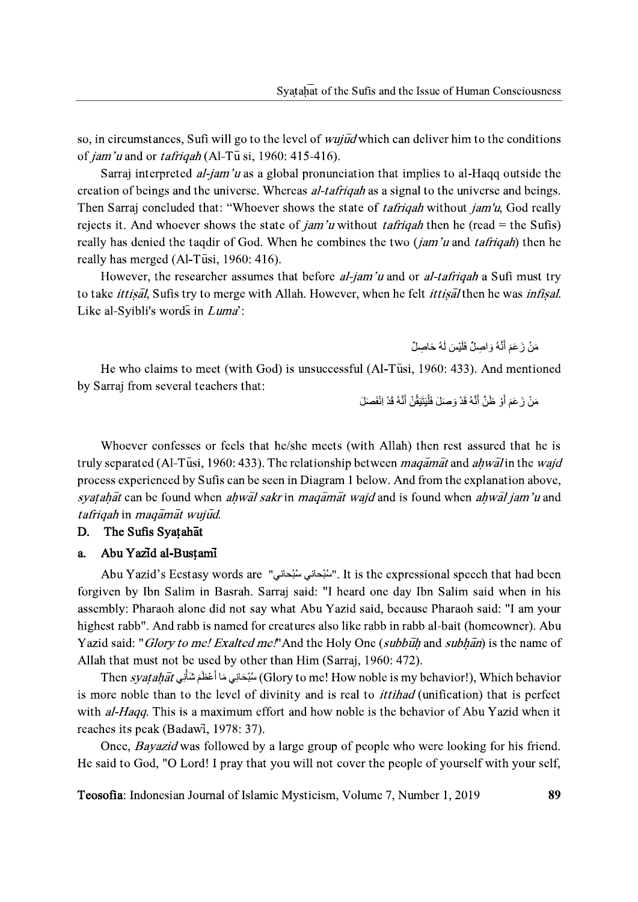so, in circumstances, Sufi will go to the level of *wujūd* which can deliver him to the conditions of *jam'u* and or *tafriqah* (Al-Tū si, 1960: 415-416).

Sarraj interpreted *al-jam'u* as a global pronunciation that implies to al-Haqq outside the creation of beings and the universe. Whereas *al-tafriqah* as a signal to the universe and beings. Then Sarraj concluded that: "Whoever shows the state of *tafriqah* without *jam'u*, God really rejects it. And whoever shows the state of *jam'u* without *tafriqah* then he (read = the Sufis) really has denied the taqdir of God. When he combines the two (*jam'u* and *tafriqah*) then he really has merged (Al-Tūsi, 1960: 416).

However, the researcher assumes that before *al-jam'u* and or *al-tafriqah* a Sufi must try to take *ittiṣāl*, Sufis try to merge with Allah. However, when he felt *ittiṣāl* then he was *infiṣal*. Like al-Syibli's words in *Luma'*:

مَنْ زَعَمَ أَنَّهُ وَاصِلٌ فَلَيْسَ لَهُ حَاصِلٌ

He who claims to meet (with God) is unsuccessful (Al-Tūsi, 1960: 433). And mentioned by Sarraj from several teachers that:

مَنْ زَعَمَ أَوْ ظَنَّ أَنَّهُ قَدْ وَصَلَ فَلْيَتَيَقَّنْ أَنَّهُ قَدْ اِنْفَصَلَ

Whoever confesses or feels that he/she meets (with Allah) then rest assured that he is truly separated (Al-Tūsi, 1960: 433). The relationship between *maqāmāt* and *aḥwāl* in the *wajd* process experienced by Sufis can be seen in Diagram 1 below. And from the explanation above, *syaṭaḥāt* can be found when *aḥwāl sakr* in *maqāmāt wajd* and is found when *aḥwāl jam'u* and *tafriqah* in *maqāmāt wujūd*.

## D. The Sufis Syaṭahāt

### a. Abu Yazīd al-Busṭamī

Abu Yazid's Ecstasy words are "سُبْحاني سُبْحاني". It is the expressional speech that had been forgiven by Ibn Salim in Basrah. Sarraj said: "I heard one day Ibn Salim said when in his assembly: Pharaoh alone did not say what Abu Yazid said, because Pharaoh said: "I am your highest rabb". And rabb is named for creatures also like rabb in rabb al-bait (homeowner). Abu Yazid said: "*Glory to me! Exalted me!*" And the Holy One (*subbūḥ* and *subḥān*) is the name of Allah that must not be used by other than Him (Sarraj, 1960: 472).

Then *syaṭaḥāt* سُبْحَاني مَا أَعْظَمَ شَأْنِي (Glory to me! How noble is my behavior!), Which behavior is more noble than to the level of divinity and is real to *ittihad* (unification) that is perfect with *al-Haqq*. This is a maximum effort and how noble is the behavior of Abu Yazid when it reaches its peak (Badawī, 1978: 37).

Once, *Bayazid* was followed by a large group of people who were looking for his friend. He said to God, "O Lord! I pray that you will not cover the people of yourself with your self,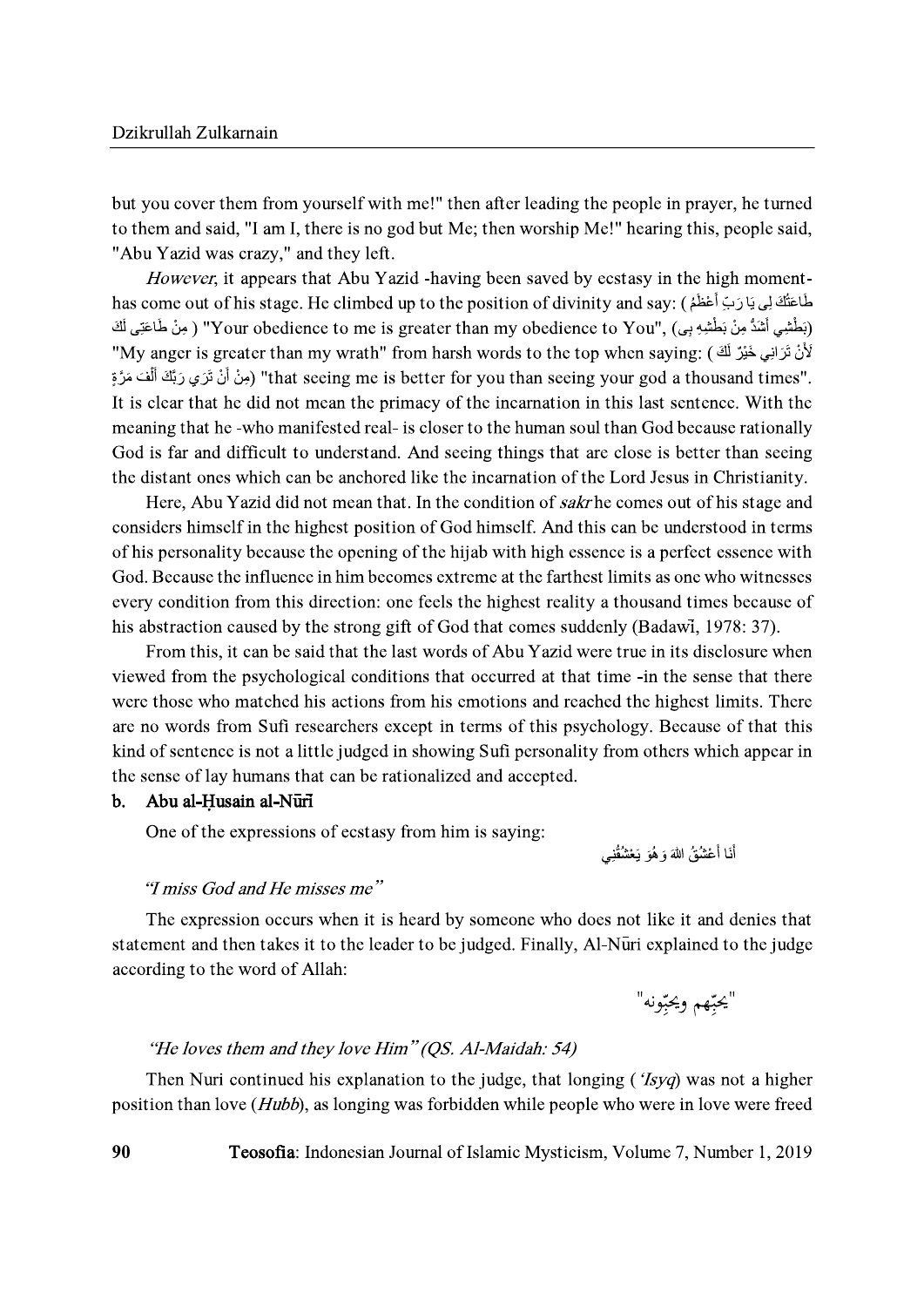but you cover them from yourself with me!" then after leading the people in prayer, he turned to them and said, "I am I, there is no god but Me; then worship Me!" hearing this, people said, "Abu Yazid was crazy," and they left.

*However*, it appears that Abu Yazid -having been saved by ecstasy in the high moment- has come out of his stage. He climbed up to the position of divinity and say: (طاعَتُكَ لِي يَا رَبِّ أَعْظَمُ مِنْ طَاعَتِي لَكَ) "Your obedience to me is greater than my obedience to You", (بَطْشِي أَشَدُّ مِنْ بَطْشِهِ بِي) "My anger is greater than my wrath" from harsh words to the top when saying: (لأَنْ تَرَانِي خَيْرٌ لَكَ مِنْ أَنْ تَرَي رَبَّكَ أَلْفَ مَرَّةٍ) "that seeing me is better for you than seeing your god a thousand times". It is clear that he did not mean the primacy of the incarnation in this last sentence. With the meaning that he -who manifested real- is closer to the human soul than God because rationally God is far and difficult to understand. And seeing things that are close is better than seeing the distant ones which can be anchored like the incarnation of the Lord Jesus in Christianity.

Here, Abu Yazid did not mean that. In the condition of *sakr* he comes out of his stage and considers himself in the highest position of God himself. And this can be understood in terms of his personality because the opening of the hijab with high essence is a perfect essence with God. Because the influence in him becomes extreme at the farthest limits as one who witnesses every condition from this direction: one feels the highest reality a thousand times because of his abstraction caused by the strong gift of God that comes suddenly (Badawī, 1978: 37).

From this, it can be said that the last words of Abu Yazid were true in its disclosure when viewed from the psychological conditions that occurred at that time -in the sense that there were those who matched his actions from his emotions and reached the highest limits. There are no words from Sufi researchers except in terms of this psychology. Because of that this kind of sentence is not a little judged in showing Sufi personality from others which appear in the sense of lay humans that can be rationalized and accepted.

**b. Abu al-Ḥusain al-Nūrī**

One of the expressions of ecstasy from him is saying:

أَنَا أَعْشَقُ اللهَ وَهُوَ يَعْشَقُنِي

*"I miss God and He misses me"*

The expression occurs when it is heard by someone who does not like it and denies that statement and then takes it to the leader to be judged. Finally, Al-Nūri explained to the judge according to the word of Allah:

"يحِبّهم ويحِبّونه"

*"He loves them and they love Him" (QS. Al-Maidah: 54)*

Then Nuri continued his explanation to the judge, that longing (*'Isyq*) was not a higher position than love (*Hubb*), as longing was forbidden while people who were in love were freed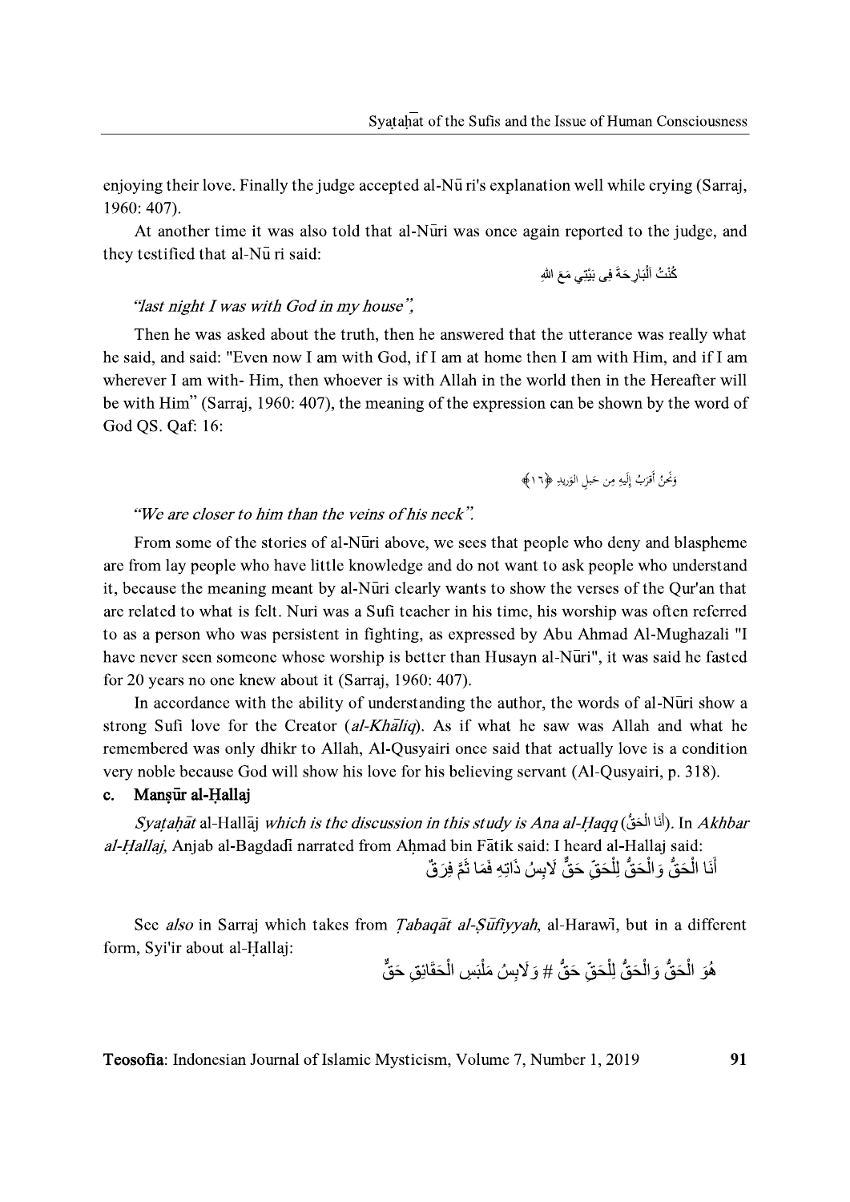enjoying their love. Finally the judge accepted al-Nū ri's explanation well while crying (Sarraj, 1960: 407).

At another time it was also told that al-Nūri was once again reported to the judge, and they testified that al-Nū ri said:

كُنْتُ اَلْبَارِحَةَ فِى بَيْتِي مَعَ اللهِ

*"last night I was with God in my house",*

Then he was asked about the truth, then he answered that the utterance was really what he said, and said: "Even now I am with God, if I am at home then I am with Him, and if I am wherever I am with- Him, then whoever is with Allah in the world then in the Hereafter will be with Him" (Sarraj, 1960: 407), the meaning of the expression can be shown by the word of God QS. Qaf: 16:

وَنَحْنُ أَقْرَبُ إِلَيْهِ مِنْ حَبْلِ الْوَرِيدِ ﴿١٦﴾

*"We are closer to him than the veins of his neck".*

From some of the stories of al-Nūri above, we sees that people who deny and blaspheme are from lay people who have little knowledge and do not want to ask people who understand it, because the meaning meant by al-Nūri clearly wants to show the verses of the Qur'an that are related to what is felt. Nuri was a Sufi teacher in his time, his worship was often referred to as a person who was persistent in fighting, as expressed by Abu Ahmad Al-Mughazali "I have never seen someone whose worship is better than Husayn al-Nūri", it was said he fasted for 20 years no one knew about it (Sarraj, 1960: 407).

In accordance with the ability of understanding the author, the words of al-Nūri show a strong Sufi love for the Creator (*al-Khāliq*). As if what he saw was Allah and what he remembered was only dhikr to Allah, Al-Qusyairi once said that actually love is a condition very noble because God will show his love for his believing servant (Al-Qusyairi, p. 318).

### c. Manṣūr al-Ḥallaj

*Syaṭaḥāt* al-Hallāj *which is the discussion in this study is Ana al-Ḥaqq* (أَنَا الْحَقُّ). In *Akhbar al-Ḥallaj,* Anjab al-Bagdadī narrated from Aḥmad bin Fātik said: I heard al-Hallaj said:

أَنَا الْحَقُّ وَالْحَقُّ لِلْحَقِّ حَقٌّ لَابِسُ ذَاتِهِ فَمَا ثَمَّ فَرَقٌ

See *also* in Sarraj which takes from *Ṭabaqāt al-Ṣūfiyyah,* al-Harawī, but in a different form, Syi'ir about al-Ḥallaj:

هُوَ الْحَقُّ وَالْحَقُّ لِلْحَقِّ حَقٌّ # وَلَابِسُ مَلْبَسِ الْحَقَائِقِ حَقٌّ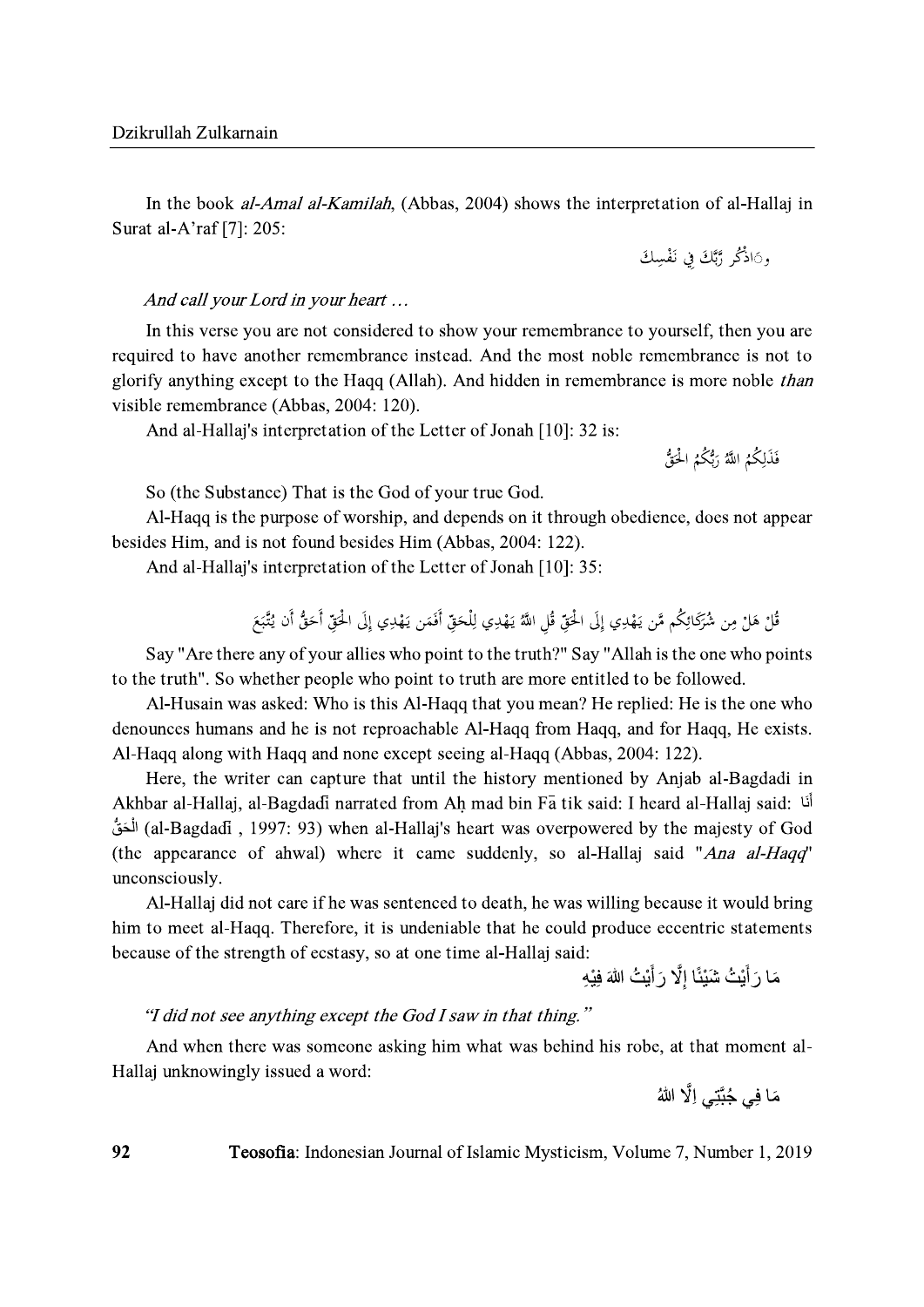In the book *al-Amal al-Kamilah*, (Abbas, 2004) shows the interpretation of al-Hallaj in Surat al-A'raf [7]: 205:

وَاذْكُر رَّبَّكَ فِي نَفْسِكَ

*And call your Lord in your heart …*

In this verse you are not considered to show your remembrance to yourself, then you are required to have another remembrance instead. And the most noble remembrance is not to glorify anything except to the Haqq (Allah). And hidden in remembrance is more noble *than* visible remembrance (Abbas, 2004: 120).

And al-Hallaj's interpretation of the Letter of Jonah [10]: 32 is:

فَذَلِكُمُ اللَّهُ رَبُّكُمُ الْحَقُّ

So (the Substance) That is the God of your true God.

Al-Haqq is the purpose of worship, and depends on it through obedience, does not appear besides Him, and is not found besides Him (Abbas, 2004: 122).

And al-Hallaj's interpretation of the Letter of Jonah [10]: 35:

قُلْ هَلْ مِن شُرَكَائِكُم مَّن يَهْدِي إِلَى الْحَقِّ قُلِ اللَّهُ يَهْدِي لِلْحَقِّ أَفَمَن يَهْدِي إِلَى الْحَقِّ أَحَقُّ أَن يُتَّبَعَ

Say "Are there any of your allies who point to the truth?" Say "Allah is the one who points to the truth". So whether people who point to truth are more entitled to be followed.

Al-Husain was asked: Who is this Al-Haqq that you mean? He replied: He is the one who denounces humans and he is not reproachable Al-Haqq from Haqq, and for Haqq, He exists. Al-Haqq along with Haqq and none except seeing al-Haqq (Abbas, 2004: 122).

Here, the writer can capture that until the history mentioned by Anjab al-Bagdadi in Akhbar al-Hallaj, al-Bagdadī narrated from Aḥ mad bin Fā tik said: I heard al-Hallaj said: أنَا الْحَقُّ (al-Bagdadī , 1997: 93) when al-Hallaj's heart was overpowered by the majesty of God (the appearance of ahwal) where it came suddenly, so al-Hallaj said "*Ana al-Haqq*" unconsciously.

Al-Hallaj did not care if he was sentenced to death, he was willing because it would bring him to meet al-Haqq. Therefore, it is undeniable that he could produce eccentric statements because of the strength of ecstasy, so at one time al-Hallaj said:

مَا رَأَيْتُ شَيْئًا إِلَّا رَأَيْتُ اللهَ فِيْهِ

*"I did not see anything except the God I saw in that thing."*

And when there was someone asking him what was behind his robe, at that moment al-Hallaj unknowingly issued a word:

مَا فِي جُبَّتِي اِلَّا اللهُ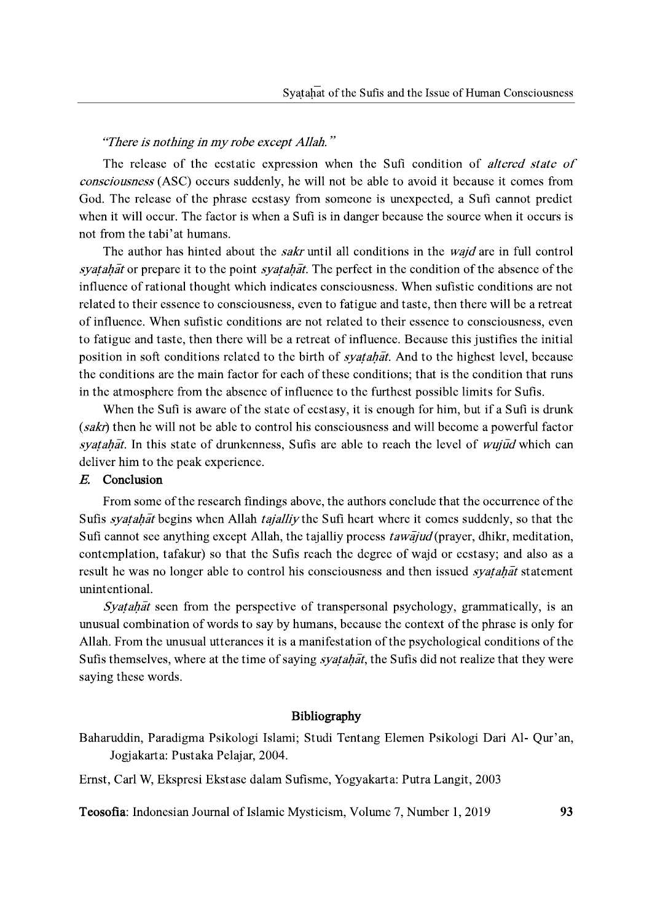*"There is nothing in my robe except Allah."*

The release of the ecstatic expression when the Sufi condition of *altered state of consciousness* (ASC) occurs suddenly, he will not be able to avoid it because it comes from God. The release of the phrase ecstasy from someone is unexpected, a Sufi cannot predict when it will occur. The factor is when a Sufi is in danger because the source when it occurs is not from the tabi'at humans.

The author has hinted about the *sakr* until all conditions in the *wajd* are in full control *syaṭaḥāt* or prepare it to the point *syaṭaḥāt*. The perfect in the condition of the absence of the influence of rational thought which indicates consciousness. When sufistic conditions are not related to their essence to consciousness, even to fatigue and taste, then there will be a retreat of influence. When sufistic conditions are not related to their essence to consciousness, even to fatigue and taste, then there will be a retreat of influence. Because this justifies the initial position in soft conditions related to the birth of *syaṭaḥāt*. And to the highest level, because the conditions are the main factor for each of these conditions; that is the condition that runs in the atmosphere from the absence of influence to the furthest possible limits for Sufis.

When the Sufi is aware of the state of ecstasy, it is enough for him, but if a Sufi is drunk (*sakr*) then he will not be able to control his consciousness and will become a powerful factor *syaṭaḥāt*. In this state of drunkenness, Sufis are able to reach the level of *wujūd* which can deliver him to the peak experience.

## *E.* Conclusion

From some of the research findings above, the authors conclude that the occurrence of the Sufis *syaṭaḥāt* begins when Allah *tajalliy* the Sufi heart where it comes suddenly, so that the Sufi cannot see anything except Allah, the tajalliy process *tawājud* (prayer, dhikr, meditation, contemplation, tafakur) so that the Sufis reach the degree of wajd or ecstasy; and also as a result he was no longer able to control his consciousness and then issued *syaṭaḥāt* statement unintentional.

*Syaṭaḥāt* seen from the perspective of transpersonal psychology, grammatically, is an unusual combination of words to say by humans, because the context of the phrase is only for Allah. From the unusual utterances it is a manifestation of the psychological conditions of the Sufis themselves, where at the time of saying *syaṭaḥāt*, the Sufis did not realize that they were saying these words.

## Bibliography

Baharuddin, Paradigma Psikologi Islami; Studi Tentang Elemen Psikologi Dari Al- Qur'an, Jogjakarta: Pustaka Pelajar, 2004.

Ernst, Carl W, Ekspresi Ekstase dalam Sufisme, Yogyakarta: Putra Langit, 2003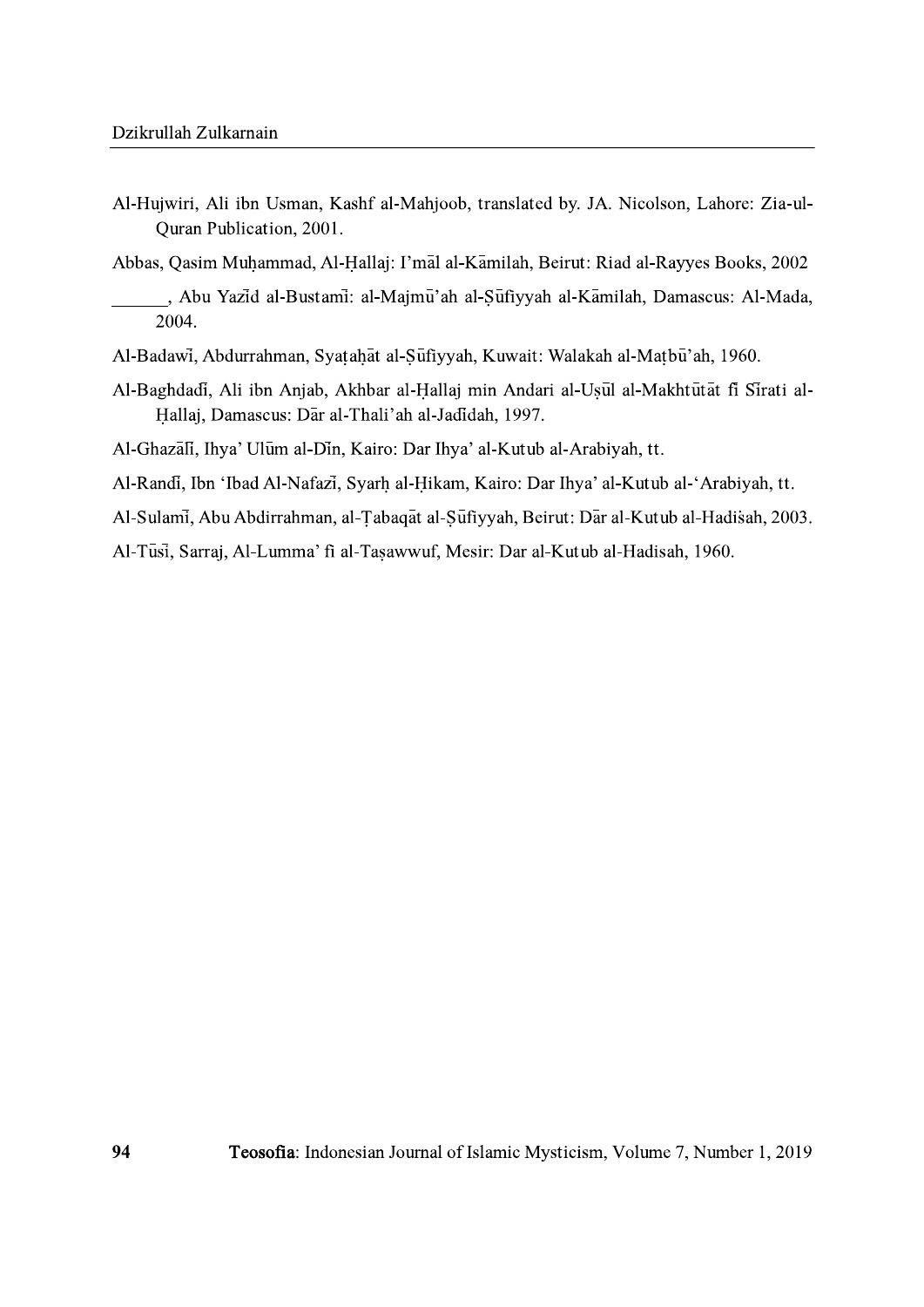Al-Hujwiri, Ali ibn Usman, Kashf al-Mahjoob, translated by. JA. Nicolson, Lahore: Zia-ul-Quran Publication, 2001.

Abbas, Qasim Muḥammad, Al-Ḥallaj: I'māl al-Kāmilah, Beirut: Riad al-Rayyes Books, 2002

______, Abu Yazīd al-Bustamī: al-Majmū'ah al-Ṣūfiyyah al-Kāmilah, Damascus: Al-Mada, 2004.

Al-Badawī, Abdurrahman, Syaṭaḥāt al-Ṣūfiyyah, Kuwait: Walakah al-Maṭbū'ah, 1960.

Al-Baghdadī, Ali ibn Anjab, Akhbar al-Ḥallaj min Andari al-Uṣūl al-Makhtūtāt fī Sīrati al-Ḥallaj, Damascus: Dār al-Thali'ah al-Jadīdah, 1997.

Al-Ghazālī, Ihya' Ulūm al-Dīn, Kairo: Dar Ihya' al-Kutub al-Arabiyah, tt.

Al-Randī, Ibn 'Ibad Al-Nafazī, Syarḥ al-Ḥikam, Kairo: Dar Ihya' al-Kutub al-'Arabiyah, tt.

Al-Sulamī, Abu Abdirrahman, al-Ṭabaqāt al-Ṣūfiyyah, Beirut: Dār al-Kutub al-Hadiśah, 2003.

Al-Tūsī, Sarraj, Al-Lumma' fi al-Taṣawwuf, Mesir: Dar al-Kutub al-Hadisah, 1960.